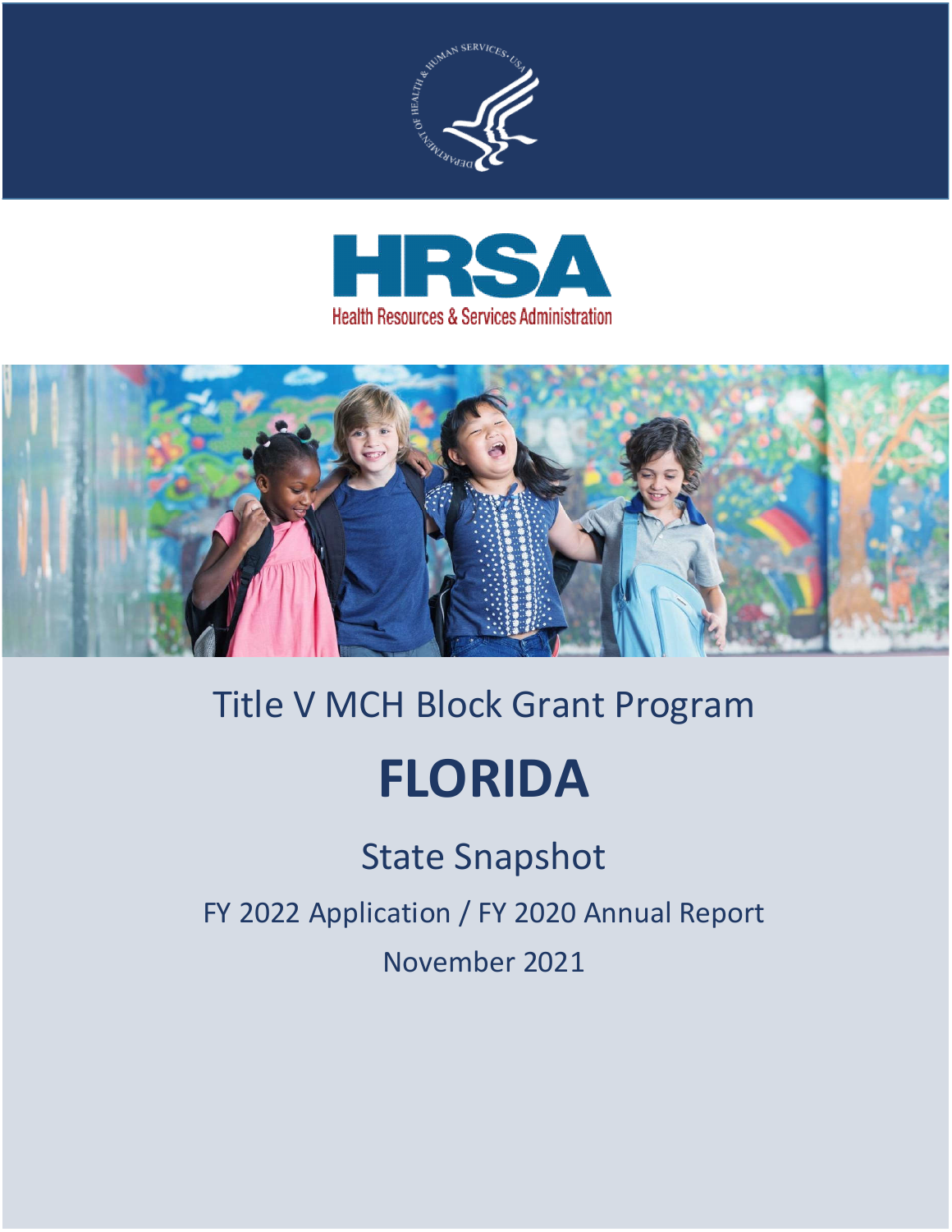HRSA

Health Resources & Services Administration

Title V MCH Block Grant Program

# FLORIDA

## State Snapshot

FY 2022 Application / FY 2020 Annual Report

November 2021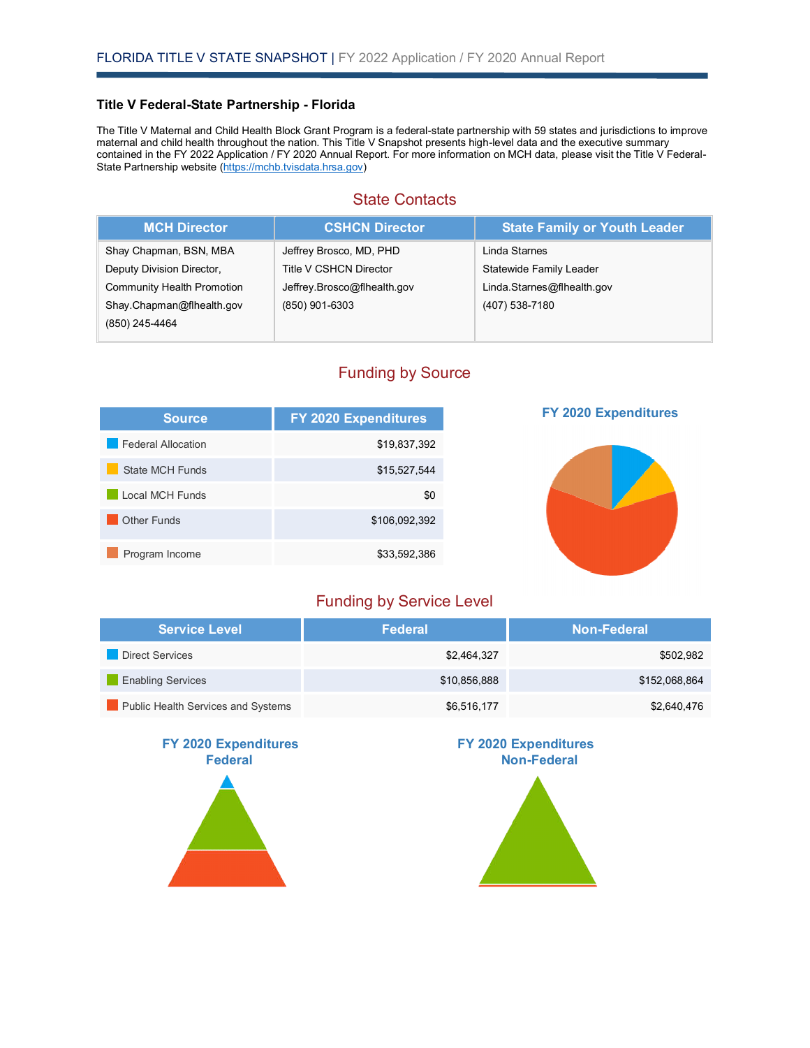FLORIDA TITLE V STATE SNAPSHOT | FY 2022 Application / FY 2020 Annual Report

### Title V Federal-State Partnership - Florida

The Title V Maternal and Child Health Block Grant Program is a federal-state partnership with 59 states and jurisdictions to improve maternal and child health throughout the nation. This Title V Snapshot presents high-level data and the executive summary contained in the FY 2022 Application / FY 2020 Annual Report. For more information on MCH data, please visit the Title V Federal-State Partnership website (https://mchb.tvisdata.hrsa.gov)

## State Contacts

| MCH Director | CSHCN Director | State Family or Youth Leader |
|---|---|---|
| Shay Chapman, BSN, MBA<br>Deputy Division Director,<br>Community Health Promotion<br>Shay.Chapman@flhealth.gov<br>(850) 245-4464 | Jeffrey Brosco, MD, PHD<br>Title V CSHCN Director<br>Jeffrey.Brosco@flhealth.gov<br>(850) 901-6303 | Linda Starnes<br>Statewide Family Leader<br>Linda.Starnes@flhealth.gov<br>(407) 538-7180 |

## Funding by Source

| Source | FY 2020 Expenditures |
|---|---|
| Federal Allocation | $19,837,392 |
| State MCH Funds | $15,527,544 |
| Local MCH Funds | $0 |
| Other Funds | $106,092,392 |
| Program Income | $33,592,386 |

FY 2020 Expenditures

## Funding by Service Level

| Service Level | Federal | Non-Federal |
|---|---|---|
| Direct Services | $2,464,327 | $502,982 |
| Enabling Services | $10,856,888 | $152,068,864 |
| Public Health Services and Systems | $6,516,177 | $2,640,476 |

FY 2020 Expenditures Federal

FY 2020 Expenditures Non-Federal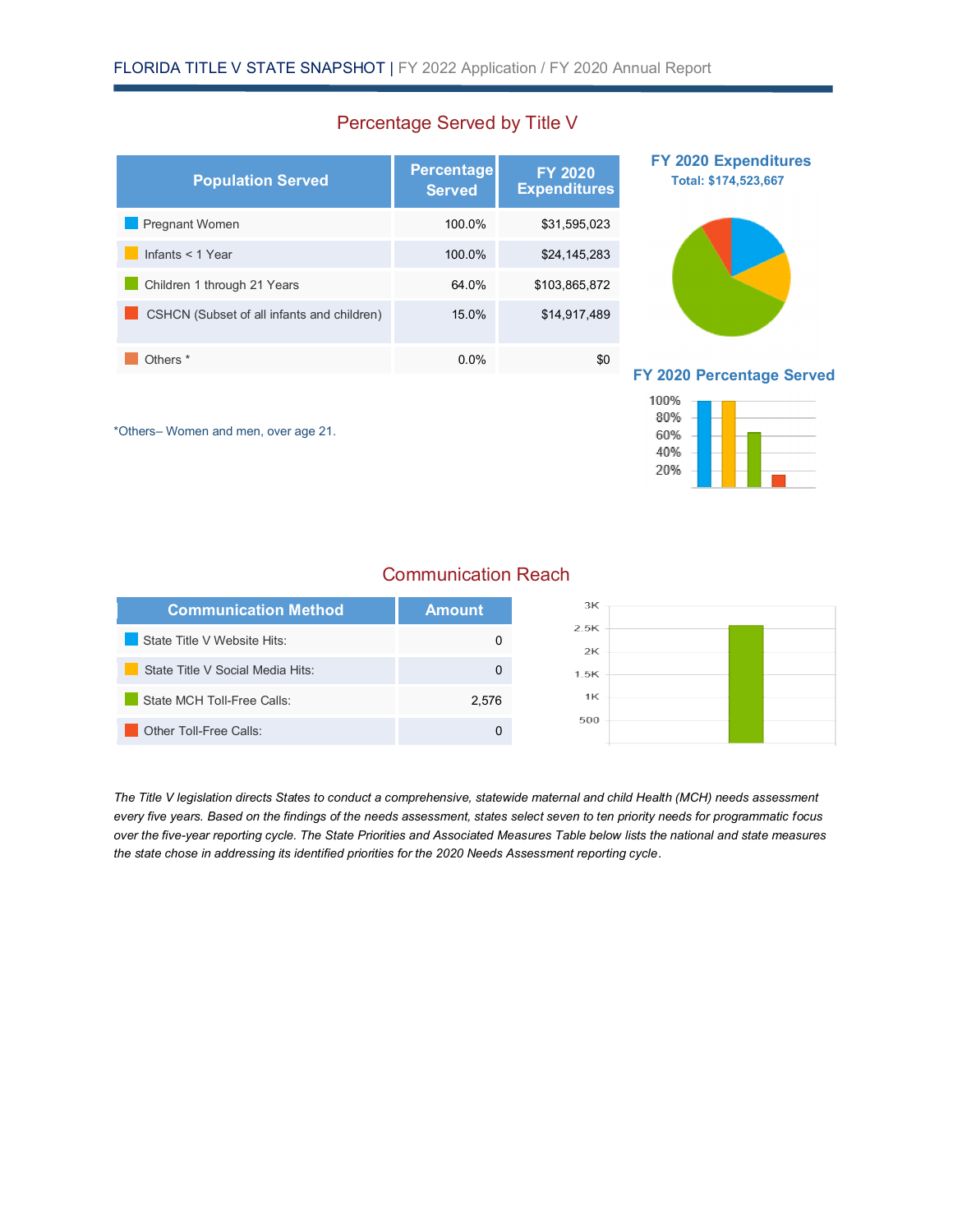## Percentage Served by Title V

| Population Served | Percentage Served | FY 2020 Expenditures |
|---|---|---|
| Pregnant Women | 100.0% | $31,595,023 |
| Infants < 1 Year | 100.0% | $24,145,283 |
| Children 1 through 21 Years | 64.0% | $103,865,872 |
| CSHCN (Subset of all infants and children) | 15.0% | $14,917,489 |
| Others * | 0.0% | $0 |

*Others– Women and men, over age 21.

**FY 2020 Expenditures**
**Total: $174,523,667**

**FY 2020 Percentage Served**

100%
80%
60%
40%
20%

## Communication Reach

| Communication Method | Amount |
|---|---|
| State Title V Website Hits: | 0 |
| State Title V Social Media Hits: | 0 |
| State MCH Toll-Free Calls: | 2,576 |
| Other Toll-Free Calls: | 0 |

3K
2.5K
2K
1.5K
1K
500

*The Title V legislation directs States to conduct a comprehensive, statewide maternal and child Health (MCH) needs assessment every five years. Based on the findings of the needs assessment, states select seven to ten priority needs for programmatic focus over the five-year reporting cycle. The State Priorities and Associated Measures Table below lists the national and state measures the state chose in addressing its identified priorities for the 2020 Needs Assessment reporting cycle.*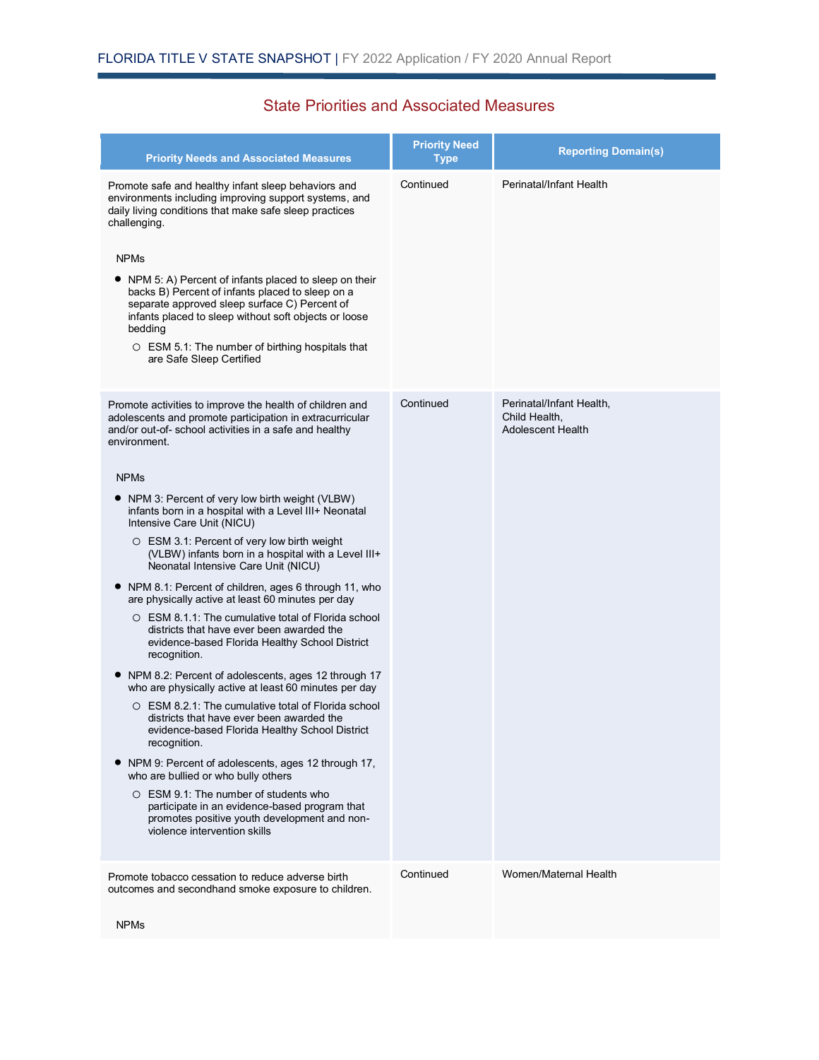## State Priorities and Associated Measures

| Priority Needs and Associated Measures | Priority Need Type | Reporting Domain(s) |
|---|---|---|
| Promote safe and healthy infant sleep behaviors and environments including improving support systems, and daily living conditions that make safe sleep practices challenging.<br><br>NPMs<br><br>• NPM 5: A) Percent of infants placed to sleep on their backs B) Percent of infants placed to sleep on a separate approved sleep surface C) Percent of infants placed to sleep without soft objects or loose bedding<br>  ○ ESM 5.1: The number of birthing hospitals that are Safe Sleep Certified | Continued | Perinatal/Infant Health |
| Promote activities to improve the health of children and adolescents and promote participation in extracurricular and/or out-of- school activities in a safe and healthy environment.<br><br>NPMs<br><br>• NPM 3: Percent of very low birth weight (VLBW) infants born in a hospital with a Level III+ Neonatal Intensive Care Unit (NICU)<br>  ○ ESM 3.1: Percent of very low birth weight (VLBW) infants born in a hospital with a Level III+ Neonatal Intensive Care Unit (NICU)<br>• NPM 8.1: Percent of children, ages 6 through 11, who are physically active at least 60 minutes per day<br>  ○ ESM 8.1.1: The cumulative total of Florida school districts that have ever been awarded the evidence-based Florida Healthy School District recognition.<br>• NPM 8.2: Percent of adolescents, ages 12 through 17 who are physically active at least 60 minutes per day<br>  ○ ESM 8.2.1: The cumulative total of Florida school districts that have ever been awarded the evidence-based Florida Healthy School District recognition.<br>• NPM 9: Percent of adolescents, ages 12 through 17, who are bullied or who bully others<br>  ○ ESM 9.1: The number of students who participate in an evidence-based program that promotes positive youth development and non-violence intervention skills | Continued | Perinatal/Infant Health,<br>Child Health,<br>Adolescent Health |
| Promote tobacco cessation to reduce adverse birth outcomes and secondhand smoke exposure to children.<br><br>NPMs | Continued | Women/Maternal Health |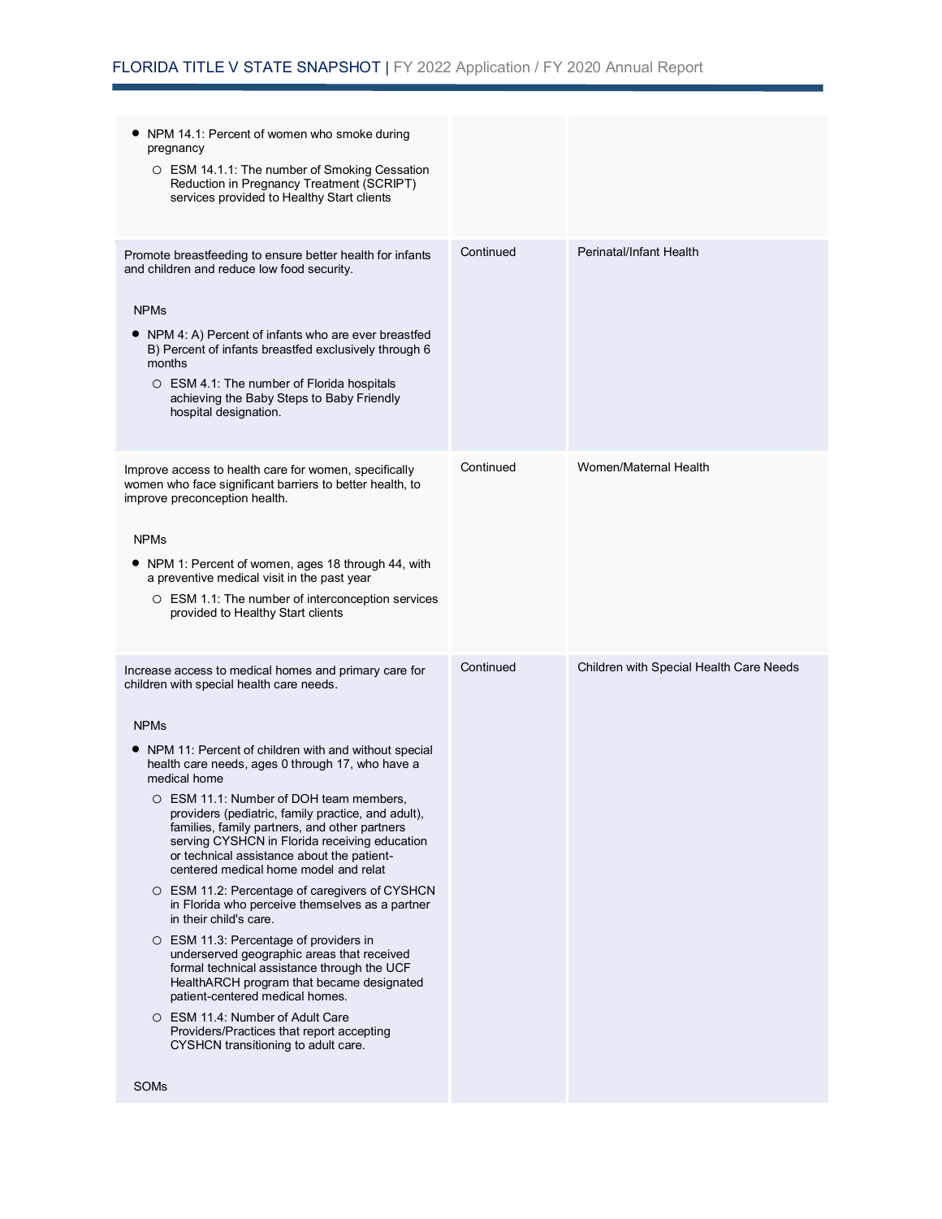| | | |
|---|---|---|
| • NPM 14.1: Percent of women who smoke during pregnancy<br>  ○ ESM 14.1.1: The number of Smoking Cessation Reduction in Pregnancy Treatment (SCRIPT) services provided to Healthy Start clients | | |
| Promote breastfeeding to ensure better health for infants and children and reduce low food security.<br><br>NPMs<br>• NPM 4: A) Percent of infants who are ever breastfed B) Percent of infants breastfed exclusively through 6 months<br>  ○ ESM 4.1: The number of Florida hospitals achieving the Baby Steps to Baby Friendly hospital designation. | Continued | Perinatal/Infant Health |
| Improve access to health care for women, specifically women who face significant barriers to better health, to improve preconception health.<br><br>NPMs<br>• NPM 1: Percent of women, ages 18 through 44, with a preventive medical visit in the past year<br>  ○ ESM 1.1: The number of interconception services provided to Healthy Start clients | Continued | Women/Maternal Health |
| Increase access to medical homes and primary care for children with special health care needs.<br><br>NPMs<br>• NPM 11: Percent of children with and without special health care needs, ages 0 through 17, who have a medical home<br>  ○ ESM 11.1: Number of DOH team members, providers (pediatric, family practice, and adult), families, family partners, and other partners serving CYSHCN in Florida receiving education or technical assistance about the patient-centered medical home model and relat<br>  ○ ESM 11.2: Percentage of caregivers of CYSHCN in Florida who perceive themselves as a partner in their child's care.<br>  ○ ESM 11.3: Percentage of providers in underserved geographic areas that received formal technical assistance through the UCF HealthARCH program that became designated patient-centered medical homes.<br>  ○ ESM 11.4: Number of Adult Care Providers/Practices that report accepting CYSHCN transitioning to adult care.<br><br>SOMs | Continued | Children with Special Health Care Needs |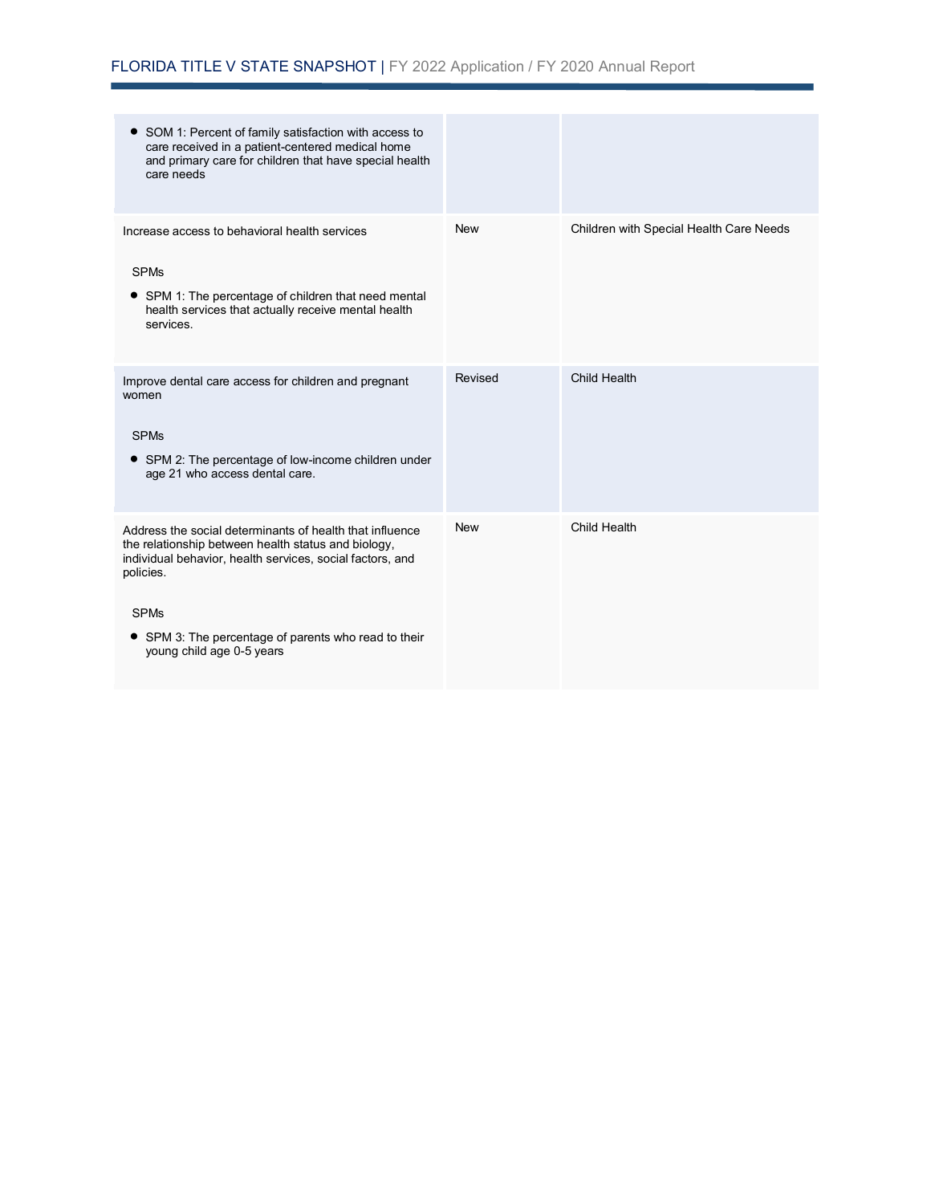| | | |
|---|---|---|
| • SOM 1: Percent of family satisfaction with access to care received in a patient-centered medical home and primary care for children that have special health care needs | | |
| Increase access to behavioral health services<br><br>SPMs<br><br>• SPM 1: The percentage of children that need mental health services that actually receive mental health services. | New | Children with Special Health Care Needs |
| Improve dental care access for children and pregnant women<br><br>SPMs<br><br>• SPM 2: The percentage of low-income children under age 21 who access dental care. | Revised | Child Health |
| Address the social determinants of health that influence the relationship between health status and biology, individual behavior, health services, social factors, and policies.<br><br>SPMs<br><br>• SPM 3: The percentage of parents who read to their young child age 0-5 years | New | Child Health |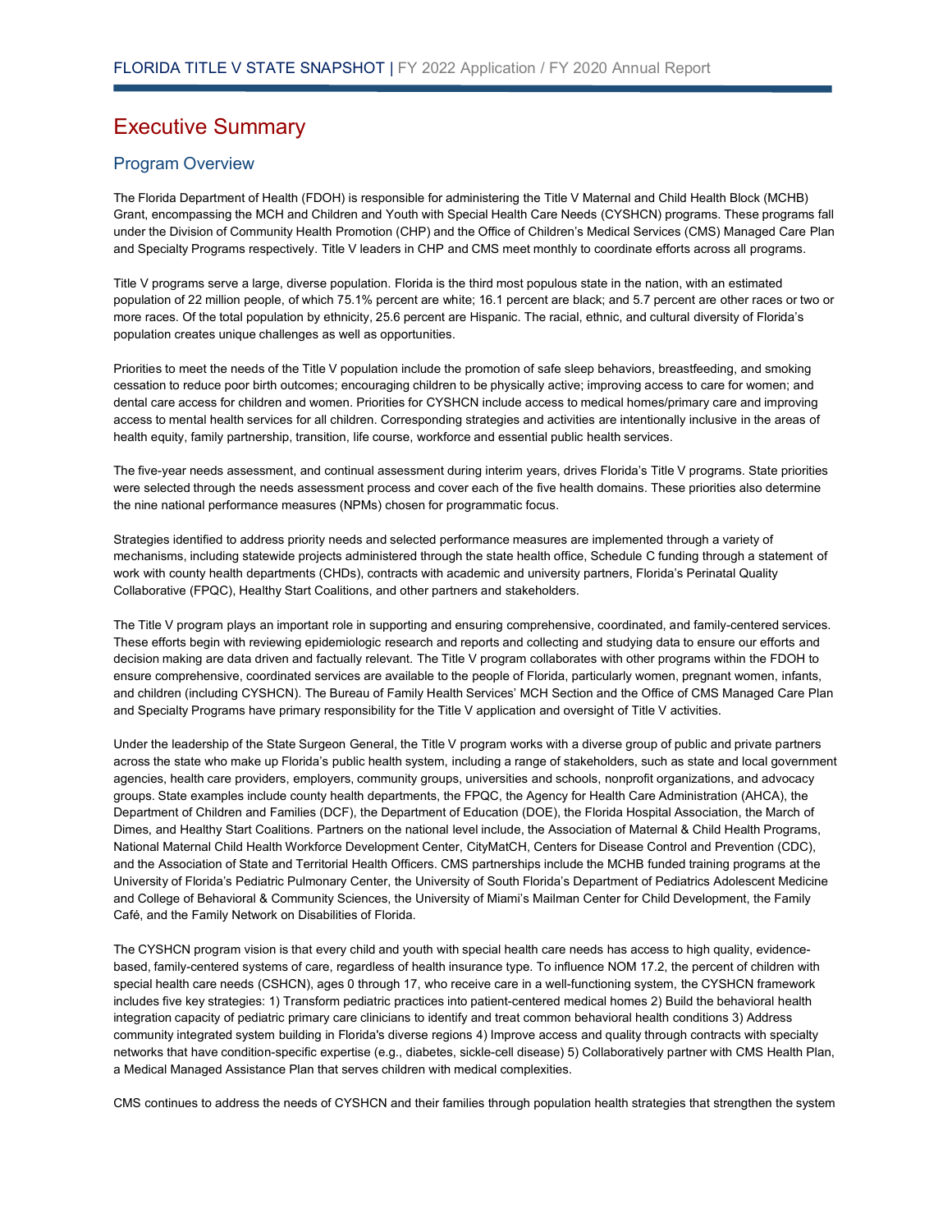# Executive Summary

## Program Overview

The Florida Department of Health (FDOH) is responsible for administering the Title V Maternal and Child Health Block (MCHB) Grant, encompassing the MCH and Children and Youth with Special Health Care Needs (CYSHCN) programs. These programs fall under the Division of Community Health Promotion (CHP) and the Office of Children's Medical Services (CMS) Managed Care Plan and Specialty Programs respectively. Title V leaders in CHP and CMS meet monthly to coordinate efforts across all programs.

Title V programs serve a large, diverse population. Florida is the third most populous state in the nation, with an estimated population of 22 million people, of which 75.1% percent are white; 16.1 percent are black; and 5.7 percent are other races or two or more races. Of the total population by ethnicity, 25.6 percent are Hispanic. The racial, ethnic, and cultural diversity of Florida's population creates unique challenges as well as opportunities.

Priorities to meet the needs of the Title V population include the promotion of safe sleep behaviors, breastfeeding, and smoking cessation to reduce poor birth outcomes; encouraging children to be physically active; improving access to care for women; and dental care access for children and women. Priorities for CYSHCN include access to medical homes/primary care and improving access to mental health services for all children. Corresponding strategies and activities are intentionally inclusive in the areas of health equity, family partnership, transition, life course, workforce and essential public health services.

The five-year needs assessment, and continual assessment during interim years, drives Florida's Title V programs. State priorities were selected through the needs assessment process and cover each of the five health domains. These priorities also determine the nine national performance measures (NPMs) chosen for programmatic focus.

Strategies identified to address priority needs and selected performance measures are implemented through a variety of mechanisms, including statewide projects administered through the state health office, Schedule C funding through a statement of work with county health departments (CHDs), contracts with academic and university partners, Florida's Perinatal Quality Collaborative (FPQC), Healthy Start Coalitions, and other partners and stakeholders.

The Title V program plays an important role in supporting and ensuring comprehensive, coordinated, and family-centered services. These efforts begin with reviewing epidemiologic research and reports and collecting and studying data to ensure our efforts and decision making are data driven and factually relevant. The Title V program collaborates with other programs within the FDOH to ensure comprehensive, coordinated services are available to the people of Florida, particularly women, pregnant women, infants, and children (including CYSHCN). The Bureau of Family Health Services' MCH Section and the Office of CMS Managed Care Plan and Specialty Programs have primary responsibility for the Title V application and oversight of Title V activities.

Under the leadership of the State Surgeon General, the Title V program works with a diverse group of public and private partners across the state who make up Florida's public health system, including a range of stakeholders, such as state and local government agencies, health care providers, employers, community groups, universities and schools, nonprofit organizations, and advocacy groups. State examples include county health departments, the FPQC, the Agency for Health Care Administration (AHCA), the Department of Children and Families (DCF), the Department of Education (DOE), the Florida Hospital Association, the March of Dimes, and Healthy Start Coalitions. Partners on the national level include, the Association of Maternal & Child Health Programs, National Maternal Child Health Workforce Development Center, CityMatCH, Centers for Disease Control and Prevention (CDC), and the Association of State and Territorial Health Officers. CMS partnerships include the MCHB funded training programs at the University of Florida's Pediatric Pulmonary Center, the University of South Florida's Department of Pediatrics Adolescent Medicine and College of Behavioral & Community Sciences, the University of Miami's Mailman Center for Child Development, the Family Café, and the Family Network on Disabilities of Florida.

The CYSHCN program vision is that every child and youth with special health care needs has access to high quality, evidence-based, family-centered systems of care, regardless of health insurance type. To influence NOM 17.2, the percent of children with special health care needs (CSHCN), ages 0 through 17, who receive care in a well-functioning system, the CYSHCN framework includes five key strategies: 1) Transform pediatric practices into patient-centered medical homes 2) Build the behavioral health integration capacity of pediatric primary care clinicians to identify and treat common behavioral health conditions 3) Address community integrated system building in Florida's diverse regions 4) Improve access and quality through contracts with specialty networks that have condition-specific expertise (e.g., diabetes, sickle-cell disease) 5) Collaboratively partner with CMS Health Plan, a Medical Managed Assistance Plan that serves children with medical complexities.

CMS continues to address the needs of CYSHCN and their families through population health strategies that strengthen the system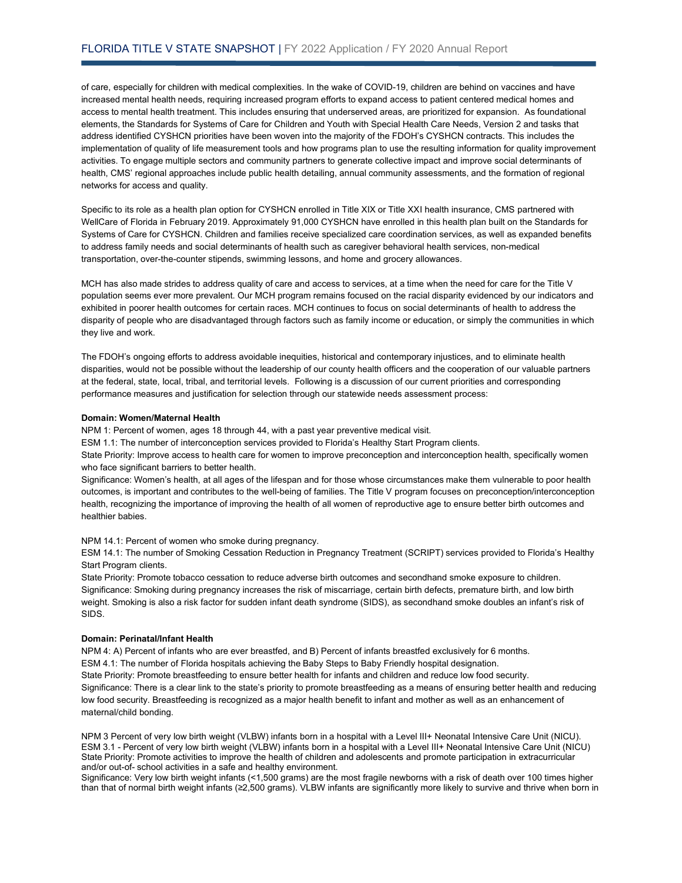of care, especially for children with medical complexities. In the wake of COVID-19, children are behind on vaccines and have increased mental health needs, requiring increased program efforts to expand access to patient centered medical homes and access to mental health treatment. This includes ensuring that underserved areas, are prioritized for expansion. As foundational elements, the Standards for Systems of Care for Children and Youth with Special Health Care Needs, Version 2 and tasks that address identified CYSHCN priorities have been woven into the majority of the FDOH's CYSHCN contracts. This includes the implementation of quality of life measurement tools and how programs plan to use the resulting information for quality improvement activities. To engage multiple sectors and community partners to generate collective impact and improve social determinants of health, CMS' regional approaches include public health detailing, annual community assessments, and the formation of regional networks for access and quality.

Specific to its role as a health plan option for CYSHCN enrolled in Title XIX or Title XXI health insurance, CMS partnered with WellCare of Florida in February 2019. Approximately 91,000 CYSHCN have enrolled in this health plan built on the Standards for Systems of Care for CYSHCN. Children and families receive specialized care coordination services, as well as expanded benefits to address family needs and social determinants of health such as caregiver behavioral health services, non-medical transportation, over-the-counter stipends, swimming lessons, and home and grocery allowances.

MCH has also made strides to address quality of care and access to services, at a time when the need for care for the Title V population seems ever more prevalent. Our MCH program remains focused on the racial disparity evidenced by our indicators and exhibited in poorer health outcomes for certain races. MCH continues to focus on social determinants of health to address the disparity of people who are disadvantaged through factors such as family income or education, or simply the communities in which they live and work.

The FDOH's ongoing efforts to address avoidable inequities, historical and contemporary injustices, and to eliminate health disparities, would not be possible without the leadership of our county health officers and the cooperation of our valuable partners at the federal, state, local, tribal, and territorial levels. Following is a discussion of our current priorities and corresponding performance measures and justification for selection through our statewide needs assessment process:

**Domain: Women/Maternal Health**

NPM 1: Percent of women, ages 18 through 44, with a past year preventive medical visit.
ESM 1.1: The number of interconception services provided to Florida's Healthy Start Program clients.
State Priority: Improve access to health care for women to improve preconception and interconception health, specifically women who face significant barriers to better health.
Significance: Women's health, at all ages of the lifespan and for those whose circumstances make them vulnerable to poor health outcomes, is important and contributes to the well-being of families. The Title V program focuses on preconception/interconception health, recognizing the importance of improving the health of all women of reproductive age to ensure better birth outcomes and healthier babies.

NPM 14.1: Percent of women who smoke during pregnancy.
ESM 14.1: The number of Smoking Cessation Reduction in Pregnancy Treatment (SCRIPT) services provided to Florida's Healthy Start Program clients.
State Priority: Promote tobacco cessation to reduce adverse birth outcomes and secondhand smoke exposure to children.
Significance: Smoking during pregnancy increases the risk of miscarriage, certain birth defects, premature birth, and low birth weight. Smoking is also a risk factor for sudden infant death syndrome (SIDS), as secondhand smoke doubles an infant's risk of SIDS.

**Domain: Perinatal/Infant Health**

NPM 4: A) Percent of infants who are ever breastfed, and B) Percent of infants breastfed exclusively for 6 months.
ESM 4.1: The number of Florida hospitals achieving the Baby Steps to Baby Friendly hospital designation.
State Priority: Promote breastfeeding to ensure better health for infants and children and reduce low food security.
Significance: There is a clear link to the state's priority to promote breastfeeding as a means of ensuring better health and reducing low food security. Breastfeeding is recognized as a major health benefit to infant and mother as well as an enhancement of maternal/child bonding.

NPM 3 Percent of very low birth weight (VLBW) infants born in a hospital with a Level III+ Neonatal Intensive Care Unit (NICU).
ESM 3.1 - Percent of very low birth weight (VLBW) infants born in a hospital with a Level III+ Neonatal Intensive Care Unit (NICU)
State Priority: Promote activities to improve the health of children and adolescents and promote participation in extracurricular and/or out-of- school activities in a safe and healthy environment.
Significance: Very low birth weight infants (<1,500 grams) are the most fragile newborns with a risk of death over 100 times higher than that of normal birth weight infants (≥2,500 grams). VLBW infants are significantly more likely to survive and thrive when born in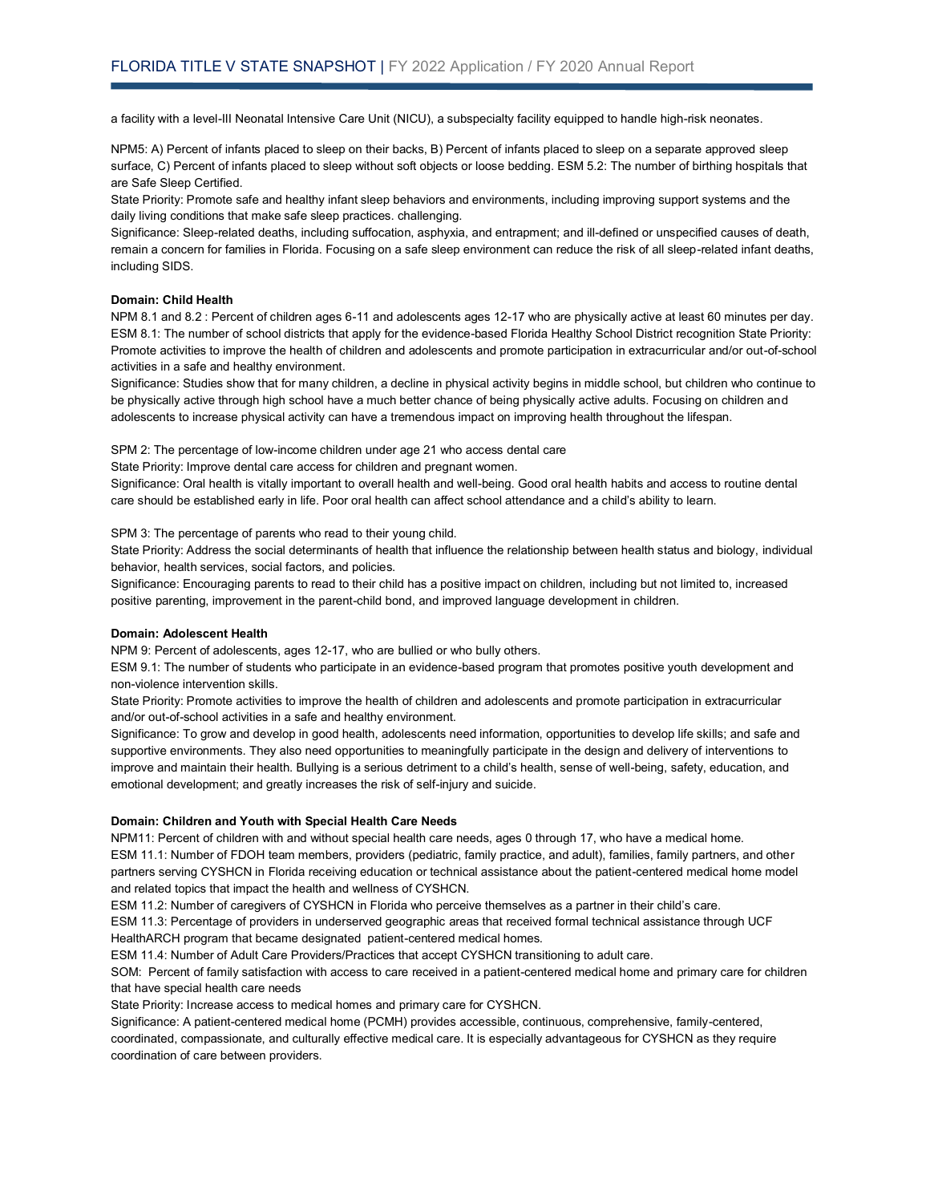a facility with a level-III Neonatal Intensive Care Unit (NICU), a subspecialty facility equipped to handle high-risk neonates.

NPM5: A) Percent of infants placed to sleep on their backs, B) Percent of infants placed to sleep on a separate approved sleep surface, C) Percent of infants placed to sleep without soft objects or loose bedding. ESM 5.2: The number of birthing hospitals that are Safe Sleep Certified.
State Priority: Promote safe and healthy infant sleep behaviors and environments, including improving support systems and the daily living conditions that make safe sleep practices. challenging.
Significance: Sleep-related deaths, including suffocation, asphyxia, and entrapment; and ill-defined or unspecified causes of death, remain a concern for families in Florida. Focusing on a safe sleep environment can reduce the risk of all sleep-related infant deaths, including SIDS.

**Domain: Child Health**
NPM 8.1 and 8.2 : Percent of children ages 6-11 and adolescents ages 12-17 who are physically active at least 60 minutes per day.
ESM 8.1: The number of school districts that apply for the evidence-based Florida Healthy School District recognition State Priority: Promote activities to improve the health of children and adolescents and promote participation in extracurricular and/or out-of-school activities in a safe and healthy environment.
Significance: Studies show that for many children, a decline in physical activity begins in middle school, but children who continue to be physically active through high school have a much better chance of being physically active adults. Focusing on children and adolescents to increase physical activity can have a tremendous impact on improving health throughout the lifespan.

SPM 2: The percentage of low-income children under age 21 who access dental care
State Priority: Improve dental care access for children and pregnant women.
Significance: Oral health is vitally important to overall health and well-being. Good oral health habits and access to routine dental care should be established early in life. Poor oral health can affect school attendance and a child's ability to learn.

SPM 3: The percentage of parents who read to their young child.
State Priority: Address the social determinants of health that influence the relationship between health status and biology, individual behavior, health services, social factors, and policies.
Significance: Encouraging parents to read to their child has a positive impact on children, including but not limited to, increased positive parenting, improvement in the parent-child bond, and improved language development in children.

**Domain: Adolescent Health**
NPM 9: Percent of adolescents, ages 12-17, who are bullied or who bully others.
ESM 9.1: The number of students who participate in an evidence-based program that promotes positive youth development and non-violence intervention skills.
State Priority: Promote activities to improve the health of children and adolescents and promote participation in extracurricular and/or out-of-school activities in a safe and healthy environment.
Significance: To grow and develop in good health, adolescents need information, opportunities to develop life skills; and safe and supportive environments. They also need opportunities to meaningfully participate in the design and delivery of interventions to improve and maintain their health. Bullying is a serious detriment to a child's health, sense of well-being, safety, education, and emotional development; and greatly increases the risk of self-injury and suicide.

**Domain: Children and Youth with Special Health Care Needs**
NPM11: Percent of children with and without special health care needs, ages 0 through 17, who have a medical home.
ESM 11.1: Number of FDOH team members, providers (pediatric, family practice, and adult), families, family partners, and other partners serving CYSHCN in Florida receiving education or technical assistance about the patient-centered medical home model and related topics that impact the health and wellness of CYSHCN.
ESM 11.2: Number of caregivers of CYSHCN in Florida who perceive themselves as a partner in their child's care.
ESM 11.3: Percentage of providers in underserved geographic areas that received formal technical assistance through UCF HealthARCH program that became designated patient-centered medical homes.
ESM 11.4: Number of Adult Care Providers/Practices that accept CYSHCN transitioning to adult care.
SOM: Percent of family satisfaction with access to care received in a patient-centered medical home and primary care for children that have special health care needs
State Priority: Increase access to medical homes and primary care for CYSHCN.
Significance: A patient-centered medical home (PCMH) provides accessible, continuous, comprehensive, family-centered, coordinated, compassionate, and culturally effective medical care. It is especially advantageous for CYSHCN as they require coordination of care between providers.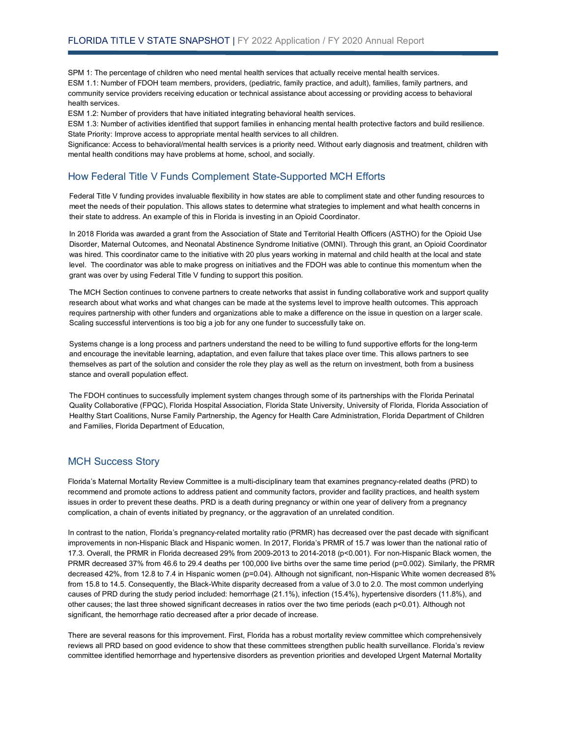SPM 1: The percentage of children who need mental health services that actually receive mental health services.
ESM 1.1: Number of FDOH team members, providers, (pediatric, family practice, and adult), families, family partners, and community service providers receiving education or technical assistance about accessing or providing access to behavioral health services.
ESM 1.2: Number of providers that have initiated integrating behavioral health services.
ESM 1.3: Number of activities identified that support families in enhancing mental health protective factors and build resilience.
State Priority: Improve access to appropriate mental health services to all children.
Significance: Access to behavioral/mental health services is a priority need. Without early diagnosis and treatment, children with mental health conditions may have problems at home, school, and socially.

## How Federal Title V Funds Complement State-Supported MCH Efforts

Federal Title V funding provides invaluable flexibility in how states are able to compliment state and other funding resources to meet the needs of their population. This allows states to determine what strategies to implement and what health concerns in their state to address. An example of this in Florida is investing in an Opioid Coordinator.

In 2018 Florida was awarded a grant from the Association of State and Territorial Health Officers (ASTHO) for the Opioid Use Disorder, Maternal Outcomes, and Neonatal Abstinence Syndrome Initiative (OMNI). Through this grant, an Opioid Coordinator was hired. This coordinator came to the initiative with 20 plus years working in maternal and child health at the local and state level. The coordinator was able to make progress on initiatives and the FDOH was able to continue this momentum when the grant was over by using Federal Title V funding to support this position.

The MCH Section continues to convene partners to create networks that assist in funding collaborative work and support quality research about what works and what changes can be made at the systems level to improve health outcomes. This approach requires partnership with other funders and organizations able to make a difference on the issue in question on a larger scale. Scaling successful interventions is too big a job for any one funder to successfully take on.

Systems change is a long process and partners understand the need to be willing to fund supportive efforts for the long-term and encourage the inevitable learning, adaptation, and even failure that takes place over time. This allows partners to see themselves as part of the solution and consider the role they play as well as the return on investment, both from a business stance and overall population effect.

The FDOH continues to successfully implement system changes through some of its partnerships with the Florida Perinatal Quality Collaborative (FPQC), Florida Hospital Association, Florida State University, University of Florida, Florida Association of Healthy Start Coalitions, Nurse Family Partnership, the Agency for Health Care Administration, Florida Department of Children and Families, Florida Department of Education,

## MCH Success Story

Florida's Maternal Mortality Review Committee is a multi-disciplinary team that examines pregnancy-related deaths (PRD) to recommend and promote actions to address patient and community factors, provider and facility practices, and health system issues in order to prevent these deaths. PRD is a death during pregnancy or within one year of delivery from a pregnancy complication, a chain of events initiated by pregnancy, or the aggravation of an unrelated condition.

In contrast to the nation, Florida's pregnancy-related mortality ratio (PRMR) has decreased over the past decade with significant improvements in non-Hispanic Black and Hispanic women. In 2017, Florida's PRMR of 15.7 was lower than the national ratio of 17.3. Overall, the PRMR in Florida decreased 29% from 2009-2013 to 2014-2018 ($p<0.001$). For non-Hispanic Black women, the PRMR decreased 37% from 46.6 to 29.4 deaths per 100,000 live births over the same time period ($p=0.002$). Similarly, the PRMR decreased 42%, from 12.8 to 7.4 in Hispanic women ($p=0.04$). Although not significant, non-Hispanic White women decreased 8% from 15.8 to 14.5. Consequently, the Black-White disparity decreased from a value of 3.0 to 2.0. The most common underlying causes of PRD during the study period included: hemorrhage (21.1%), infection (15.4%), hypertensive disorders (11.8%), and other causes; the last three showed significant decreases in ratios over the two time periods (each $p<0.01$). Although not significant, the hemorrhage ratio decreased after a prior decade of increase.

There are several reasons for this improvement. First, Florida has a robust mortality review committee which comprehensively reviews all PRD based on good evidence to show that these committees strengthen public health surveillance. Florida's review committee identified hemorrhage and hypertensive disorders as prevention priorities and developed Urgent Maternal Mortality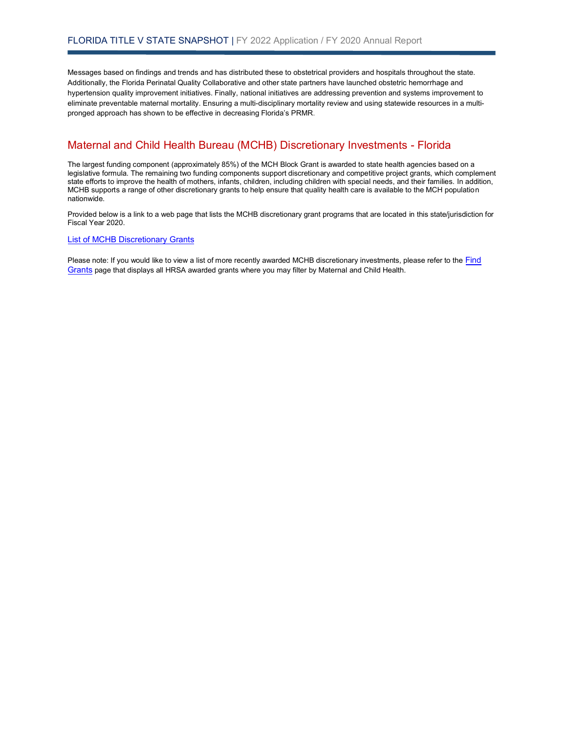Messages based on findings and trends and has distributed these to obstetrical providers and hospitals throughout the state. Additionally, the Florida Perinatal Quality Collaborative and other state partners have launched obstetric hemorrhage and hypertension quality improvement initiatives. Finally, national initiatives are addressing prevention and systems improvement to eliminate preventable maternal mortality. Ensuring a multi-disciplinary mortality review and using statewide resources in a multi-pronged approach has shown to be effective in decreasing Florida's PRMR.

## Maternal and Child Health Bureau (MCHB) Discretionary Investments - Florida

The largest funding component (approximately 85%) of the MCH Block Grant is awarded to state health agencies based on a legislative formula. The remaining two funding components support discretionary and competitive project grants, which complement state efforts to improve the health of mothers, infants, children, including children with special needs, and their families. In addition, MCHB supports a range of other discretionary grants to help ensure that quality health care is available to the MCH population nationwide.

Provided below is a link to a web page that lists the MCHB discretionary grant programs that are located in this state/jurisdiction for Fiscal Year 2020.

List of MCHB Discretionary Grants

Please note: If you would like to view a list of more recently awarded MCHB discretionary investments, please refer to the Find Grants page that displays all HRSA awarded grants where you may filter by Maternal and Child Health.